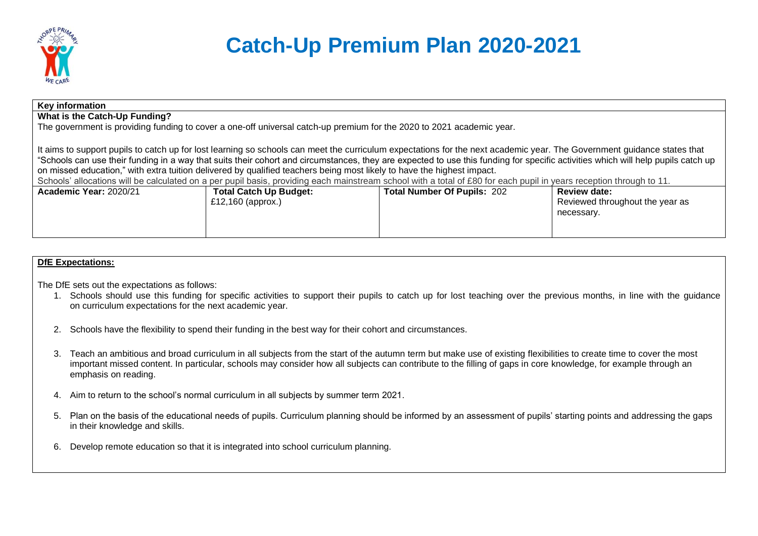# Catch-Up Premium Plan 2020-2021

**Key information**

**What is the Catch-Up Funding?**

The government is providing funding to cover a one-off universal catch-up premium for the 2020 to 2021 academic year.

It aims to support pupils to catch up for lost learning so schools can meet the curriculum expectations for the next academic year. The Government guidance states that "Schools can use their funding in a way that suits their cohort and circumstances, they are expected to use this funding for specific activities which will help pupils catch up on missed education," with extra tuition delivered by qualified teachers being most likely to have the highest impact.

Schools' allocations will be calculated on a per pupil basis, providing each mainstream school with a total of £80 for each pupil in years reception through to 11.

| | | | |
|---|---|---|---|
| **Academic Year:** 2020/21 | **Total Catch Up Budget:** £12,160 (approx.) | **Total Number Of Pupils:** 202 | **Review date:** Reviewed throughout the year as necessary. |

**DfE Expectations:**

The DfE sets out the expectations as follows:

1. Schools should use this funding for specific activities to support their pupils to catch up for lost teaching over the previous months, in line with the guidance on curriculum expectations for the next academic year.
2. Schools have the flexibility to spend their funding in the best way for their cohort and circumstances.
3. Teach an ambitious and broad curriculum in all subjects from the start of the autumn term but make use of existing flexibilities to create time to cover the most important missed content. In particular, schools may consider how all subjects can contribute to the filling of gaps in core knowledge, for example through an emphasis on reading.
4. Aim to return to the school's normal curriculum in all subjects by summer term 2021.
5. Plan on the basis of the educational needs of pupils. Curriculum planning should be informed by an assessment of pupils' starting points and addressing the gaps in their knowledge and skills.
6. Develop remote education so that it is integrated into school curriculum planning.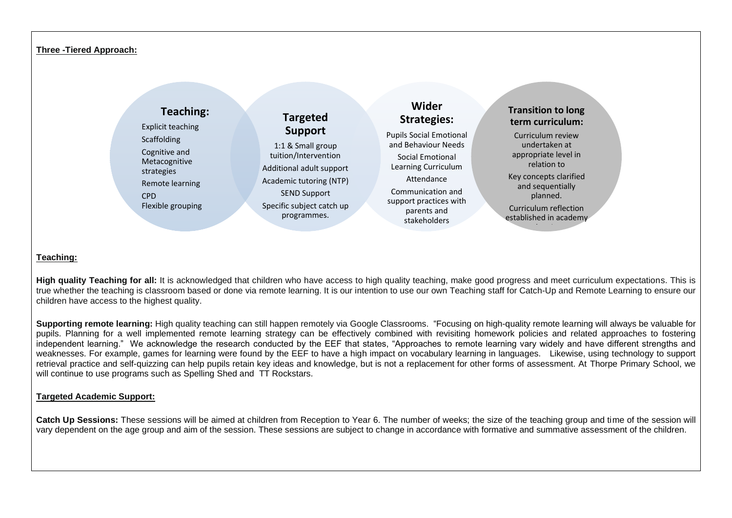**Three -Tiered Approach:**

**Teaching:**

Explicit teaching

Scaffolding

Cognitive and Metacognitive strategies

Remote learning

CPD

Flexible grouping

**Targeted Support**

1:1 & Small group tuition/Intervention

Additional adult support

Academic tutoring (NTP)

SEND Support

Specific subject catch up programmes.

**Wider Strategies:**

Pupils Social Emotional and Behaviour Needs

Social Emotional Learning Curriculum

Attendance

Communication and support practices with parents and stakeholders

**Transition to long term curriculum:**

Curriculum review undertaken at appropriate level in relation to

Key concepts clarified and sequentially planned.

Curriculum reflection established in academy

**Teaching:**

**High quality Teaching for all:** It is acknowledged that children who have access to high quality teaching, make good progress and meet curriculum expectations. This is true whether the teaching is classroom based or done via remote learning. It is our intention to use our own Teaching staff for Catch-Up and Remote Learning to ensure our children have access to the highest quality.

**Supporting remote learning:** High quality teaching can still happen remotely via Google Classrooms. "Focusing on high-quality remote learning will always be valuable for pupils. Planning for a well implemented remote learning strategy can be effectively combined with revisiting homework policies and related approaches to fostering independent learning." We acknowledge the research conducted by the EEF that states, "Approaches to remote learning vary widely and have different strengths and weaknesses. For example, games for learning were found by the EEF to have a high impact on vocabulary learning in languages. Likewise, using technology to support retrieval practice and self-quizzing can help pupils retain key ideas and knowledge, but is not a replacement for other forms of assessment. At Thorpe Primary School, we will continue to use programs such as Spelling Shed and TT Rockstars.

**Targeted Academic Support:**

**Catch Up Sessions:** These sessions will be aimed at children from Reception to Year 6. The number of weeks; the size of the teaching group and time of the session will vary dependent on the age group and aim of the session. These sessions are subject to change in accordance with formative and summative assessment of the children.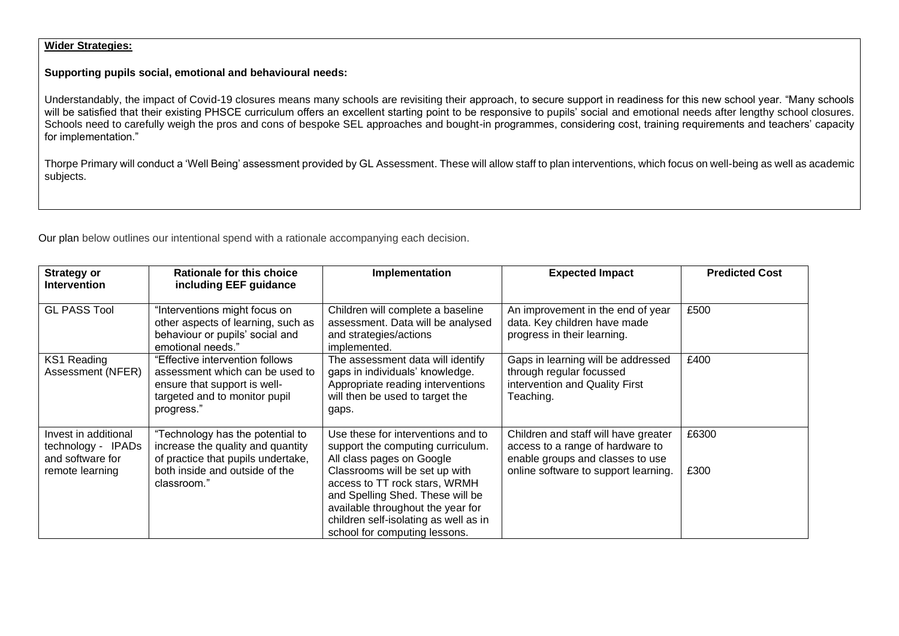**Wider Strategies:**

**Supporting pupils social, emotional and behavioural needs:**

Understandably, the impact of Covid-19 closures means many schools are revisiting their approach, to secure support in readiness for this new school year. "Many schools will be satisfied that their existing PHSCE curriculum offers an excellent starting point to be responsive to pupils' social and emotional needs after lengthy school closures. Schools need to carefully weigh the pros and cons of bespoke SEL approaches and bought-in programmes, considering cost, training requirements and teachers' capacity for implementation."

Thorpe Primary will conduct a 'Well Being' assessment provided by GL Assessment. These will allow staff to plan interventions, which focus on well-being as well as academic subjects.

Our plan below outlines our intentional spend with a rationale accompanying each decision.

| Strategy or Intervention | Rationale for this choice including EEF guidance | Implementation | Expected Impact | Predicted Cost |
|---|---|---|---|---|
| GL PASS Tool | "Interventions might focus on other aspects of learning, such as behaviour or pupils' social and emotional needs." | Children will complete a baseline assessment. Data will be analysed and strategies/actions implemented. | An improvement in the end of year data. Key children have made progress in their learning. | £500 |
| KS1 Reading Assessment (NFER) | "Effective intervention follows assessment which can be used to ensure that support is well-targeted and to monitor pupil progress." | The assessment data will identify gaps in individuals' knowledge. Appropriate reading interventions will then be used to target the gaps. | Gaps in learning will be addressed through regular focussed intervention and Quality First Teaching. | £400 |
| Invest in additional technology - IPADs and software for remote learning | "Technology has the potential to increase the quality and quantity of practice that pupils undertake, both inside and outside of the classroom." | Use these for interventions and to support the computing curriculum. All class pages on Google Classrooms will be set up with access to TT rock stars, WRMH and Spelling Shed. These will be available throughout the year for children self-isolating as well as in school for computing lessons. | Children and staff will have greater access to a range of hardware to enable groups and classes to use online software to support learning. | £6300<br><br>£300 |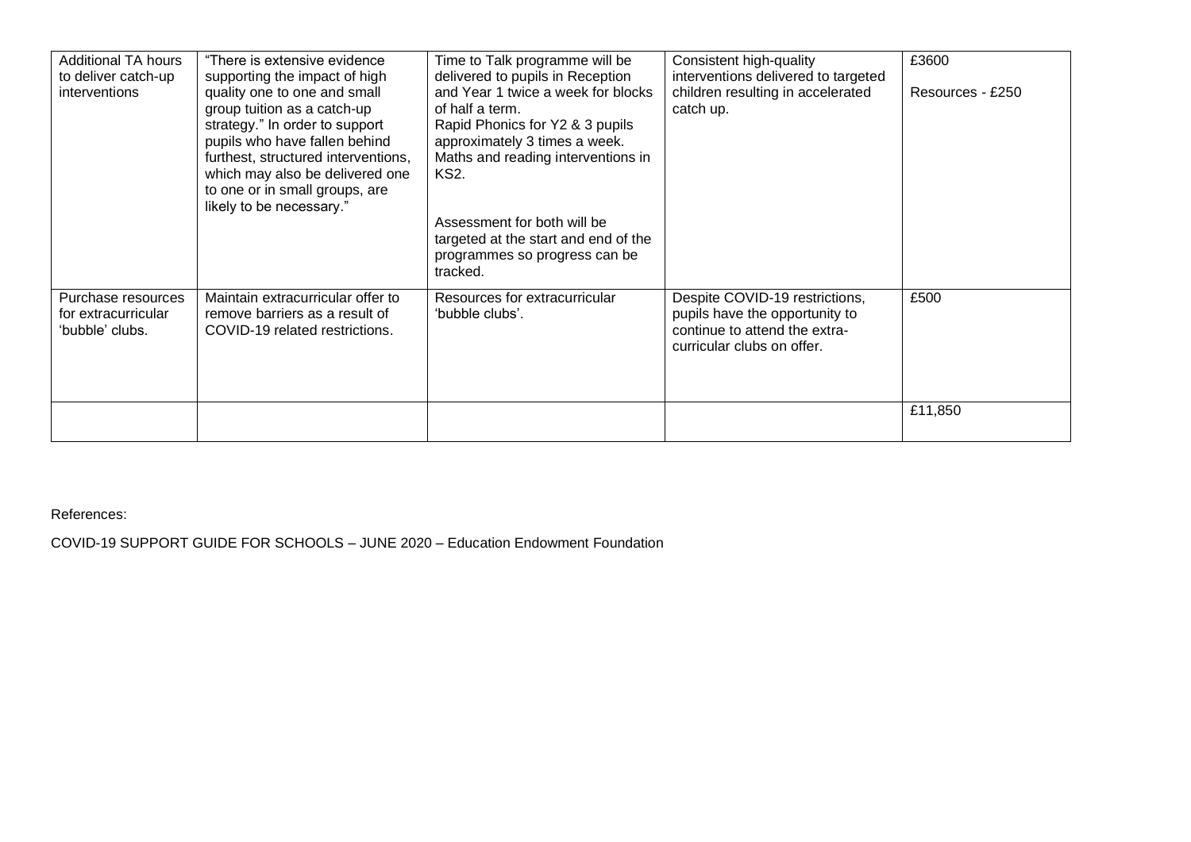| | | | | |
|---|---|---|---|---|
| Additional TA hours to deliver catch-up interventions | "There is extensive evidence supporting the impact of high quality one to one and small group tuition as a catch-up strategy." In order to support pupils who have fallen behind furthest, structured interventions, which may also be delivered one to one or in small groups, are likely to be necessary." | Time to Talk programme will be delivered to pupils in Reception and Year 1 twice a week for blocks of half a term.<br>Rapid Phonics for Y2 & 3 pupils approximately 3 times a week.<br>Maths and reading interventions in KS2.<br><br>Assessment for both will be targeted at the start and end of the programmes so progress can be tracked. | Consistent high-quality interventions delivered to targeted children resulting in accelerated catch up. | £3600<br><br>Resources - £250 |
| Purchase resources for extracurricular 'bubble' clubs. | Maintain extracurricular offer to remove barriers as a result of COVID-19 related restrictions. | Resources for extracurricular 'bubble clubs'. | Despite COVID-19 restrictions, pupils have the opportunity to continue to attend the extra-curricular clubs on offer. | £500 |
| | | | | £11,850 |

References:

COVID-19 SUPPORT GUIDE FOR SCHOOLS – JUNE 2020 – Education Endowment Foundation